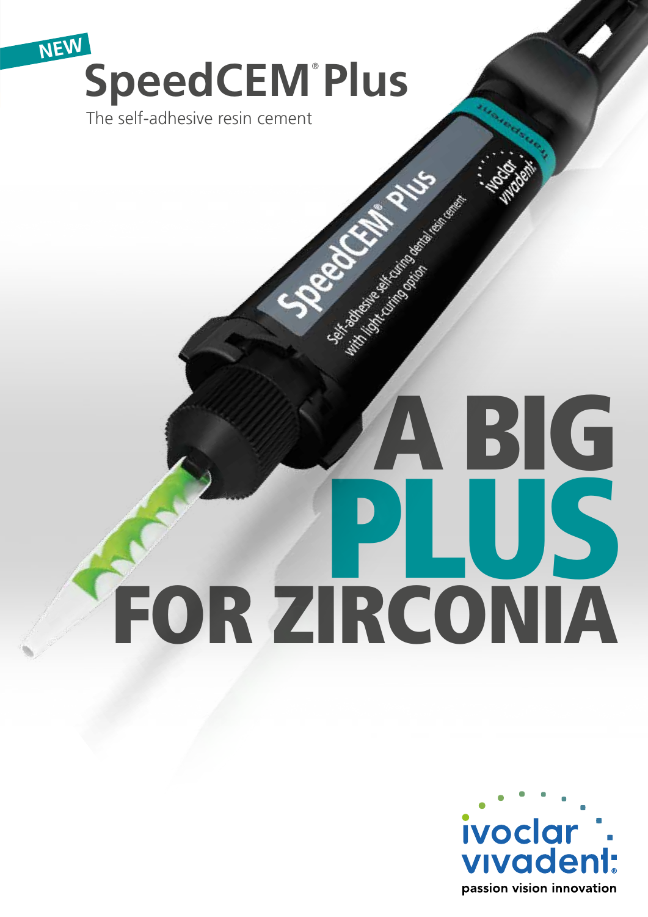NEW

# SpeedCEM® Plus

The self-adhesive resin cement

# A BIG PLUS FOR ZIRCONIA

ivoclar vivadent
passion vision innovation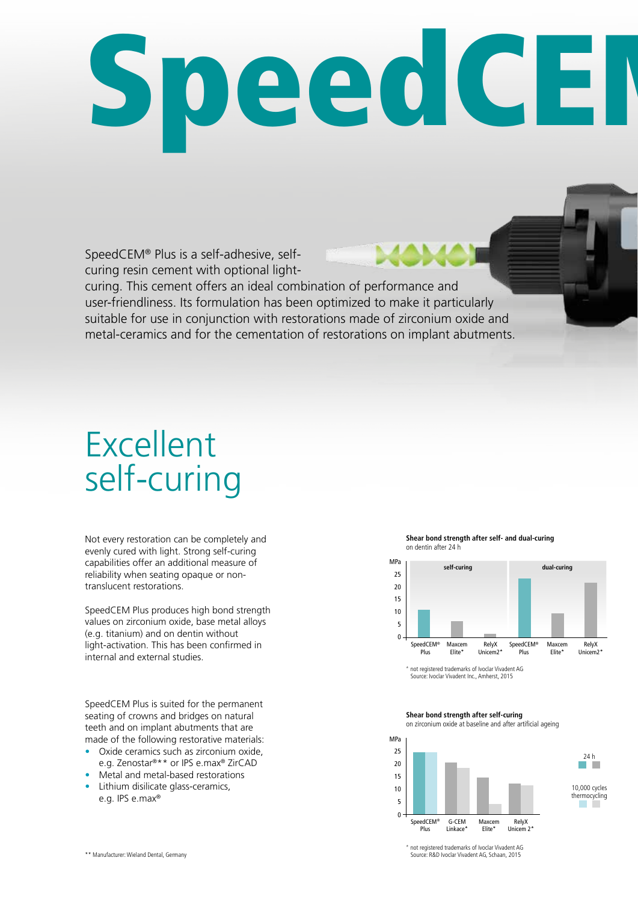# SpeedCEM

SpeedCEM® Plus is a self-adhesive, self-curing resin cement with optional light-curing. This cement offers an ideal combination of performance and user-friendliness. Its formulation has been optimized to make it particularly suitable for use in conjunction with restorations made of zirconium oxide and metal-ceramics and for the cementation of restorations on implant abutments.

## Excellent self-curing

Not every restoration can be completely and evenly cured with light. Strong self-curing capabilities offer an additional measure of reliability when seating opaque or non-translucent restorations.

SpeedCEM Plus produces high bond strength values on zirconium oxide, base metal alloys (e.g. titanium) and on dentin without light-activation. This has been confirmed in internal and external studies.

SpeedCEM Plus is suited for the permanent seating of crowns and bridges on natural teeth and on implant abutments that are made of the following restorative materials:

- Oxide ceramics such as zirconium oxide, e.g. Zenostar®** or IPS e.max® ZirCAD
- Metal and metal-based restorations
- Lithium disilicate glass-ceramics, e.g. IPS e.max®

** Manufacturer: Wieland Dental, Germany

**Shear bond strength after self- and dual-curing**
on dentin after 24 h

MPa; self-curing: SpeedCEM® Plus, Maxcem Elite*, RelyX Unicem2*; dual-curing: SpeedCEM® Plus, Maxcem Elite*, RelyX Unicem2*

\* not registered trademarks of Ivoclar Vivadent AG
Source: Ivoclar Vivadent Inc., Amherst, 2015

**Shear bond strength after self-curing**
on zirconium oxide at baseline and after artificial ageing

MPa; SpeedCEM® Plus, G-CEM Linkace*, Maxcem Elite*, RelyX Unicem 2*; 24 h / 10,000 cycles thermocycling

\* not registered trademarks of Ivoclar Vivadent AG
Source: R&D Ivoclar Vivadent AG, Schaan, 2015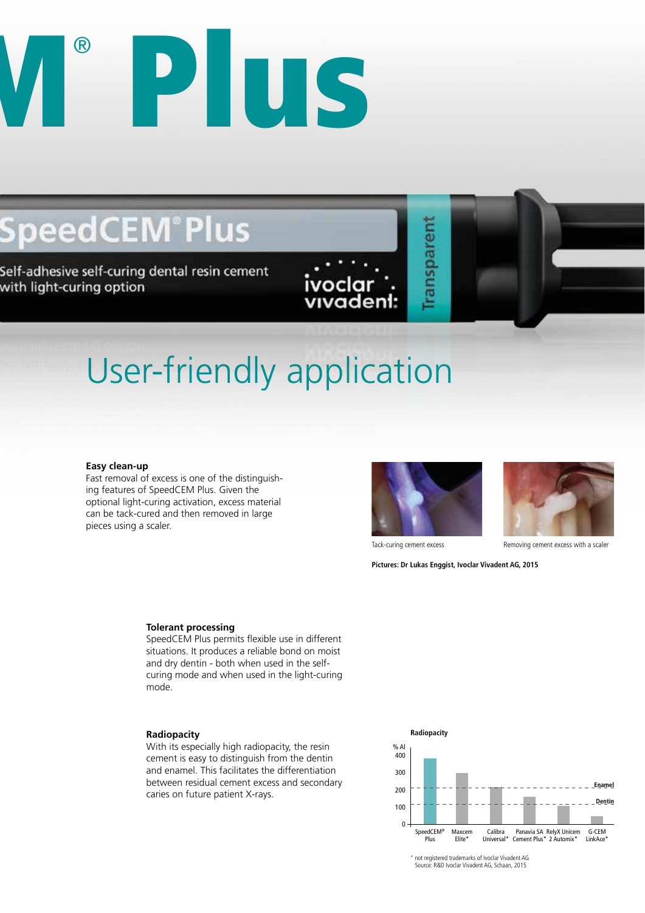# M® Plus

SpeedCEM® Plus

Self-adhesive self-curing dental resin cement with light-curing option

## User-friendly application

**Easy clean-up**
Fast removal of excess is one of the distinguishing features of SpeedCEM Plus. Given the optional light-curing activation, excess material can be tack-cured and then removed in large pieces using a scaler.

Tack-curing cement excess

Removing cement excess with a scaler

**Pictures: Dr Lukas Enggist, Ivoclar Vivadent AG, 2015**

**Tolerant processing**
SpeedCEM Plus permits flexible use in different situations. It produces a reliable bond on moist and dry dentin - both when used in the self-curing mode and when used in the light-curing mode.

**Radiopacity**
With its especially high radiopacity, the resin cement is easy to distinguish from the dentin and enamel. This facilitates the differentiation between residual cement excess and secondary caries on future patient X-rays.

**Radiopacity**

% Al

| Product | Approx. % Al |
| --- | --- |
| SpeedCEM® Plus | ~380 |
| Maxcem Elite* | ~295 |
| Calibra Universal* | ~215 |
| Panavia SA Cement Plus* | ~160 |
| RelyX Unicem 2 Automix* | ~110 |
| G-CEM LinkAce* | ~45 |

Reference lines: Enamel (~200), Dentin (~120)

\* not registered trademarks of Ivoclar Vivadent AG
Source: R&D Ivoclar Vivadent AG, Schaan, 2015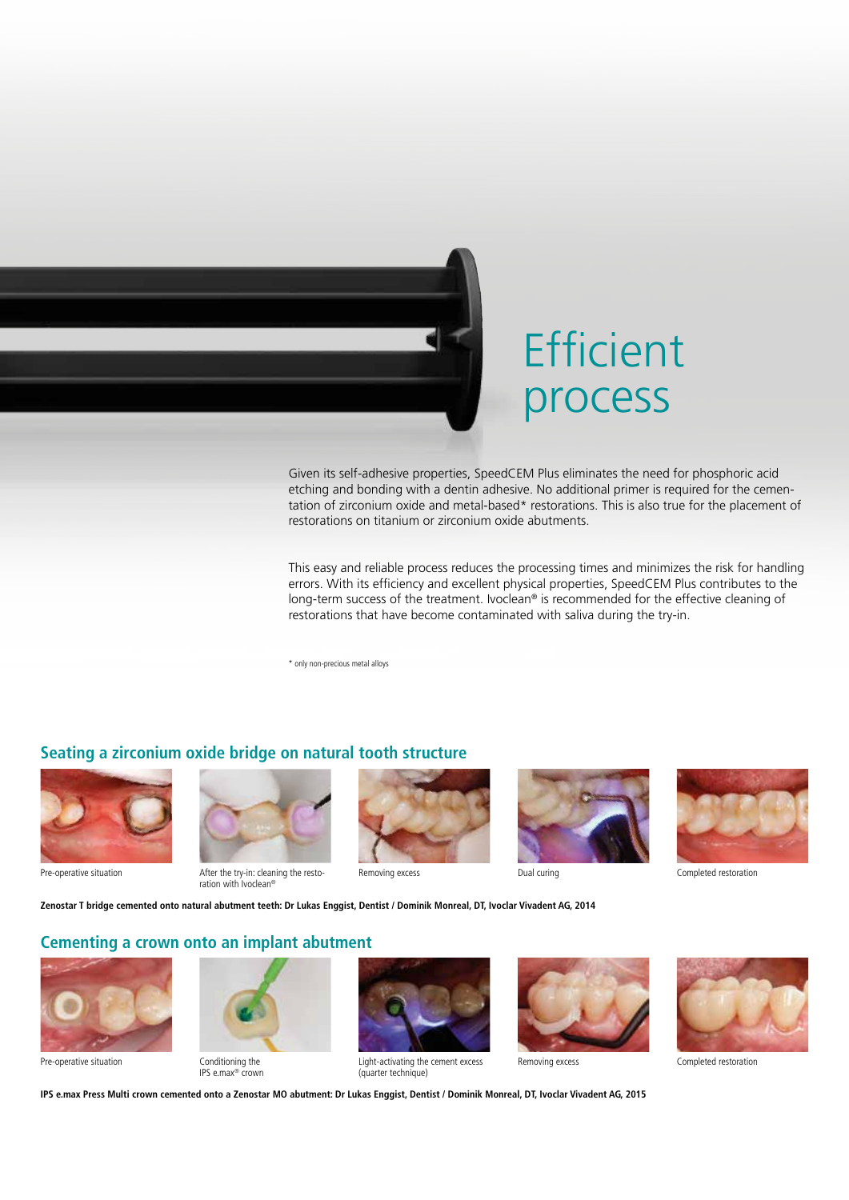# Efficient process

Given its self-adhesive properties, SpeedCEM Plus eliminates the need for phosphoric acid etching and bonding with a dentin adhesive. No additional primer is required for the cementation of zirconium oxide and metal-based* restorations. This is also true for the placement of restorations on titanium or zirconium oxide abutments.

This easy and reliable process reduces the processing times and minimizes the risk for handling errors. With its efficiency and excellent physical properties, SpeedCEM Plus contributes to the long-term success of the treatment. Ivoclean® is recommended for the effective cleaning of restorations that have become contaminated with saliva during the try-in.

* only non-precious metal alloys

## Seating a zirconium oxide bridge on natural tooth structure

Pre-operative situation

After the try-in: cleaning the restoration with Ivoclean®

Removing excess

Dual curing

Completed restoration

**Zenostar T bridge cemented onto natural abutment teeth: Dr Lukas Enggist, Dentist / Dominik Monreal, DT, Ivoclar Vivadent AG, 2014**

## Cementing a crown onto an implant abutment

Pre-operative situation

Conditioning the IPS e.max® crown

Light-activating the cement excess (quarter technique)

Removing excess

Completed restoration

**IPS e.max Press Multi crown cemented onto a Zenostar MO abutment: Dr Lukas Enggist, Dentist / Dominik Monreal, DT, Ivoclar Vivadent AG, 2015**